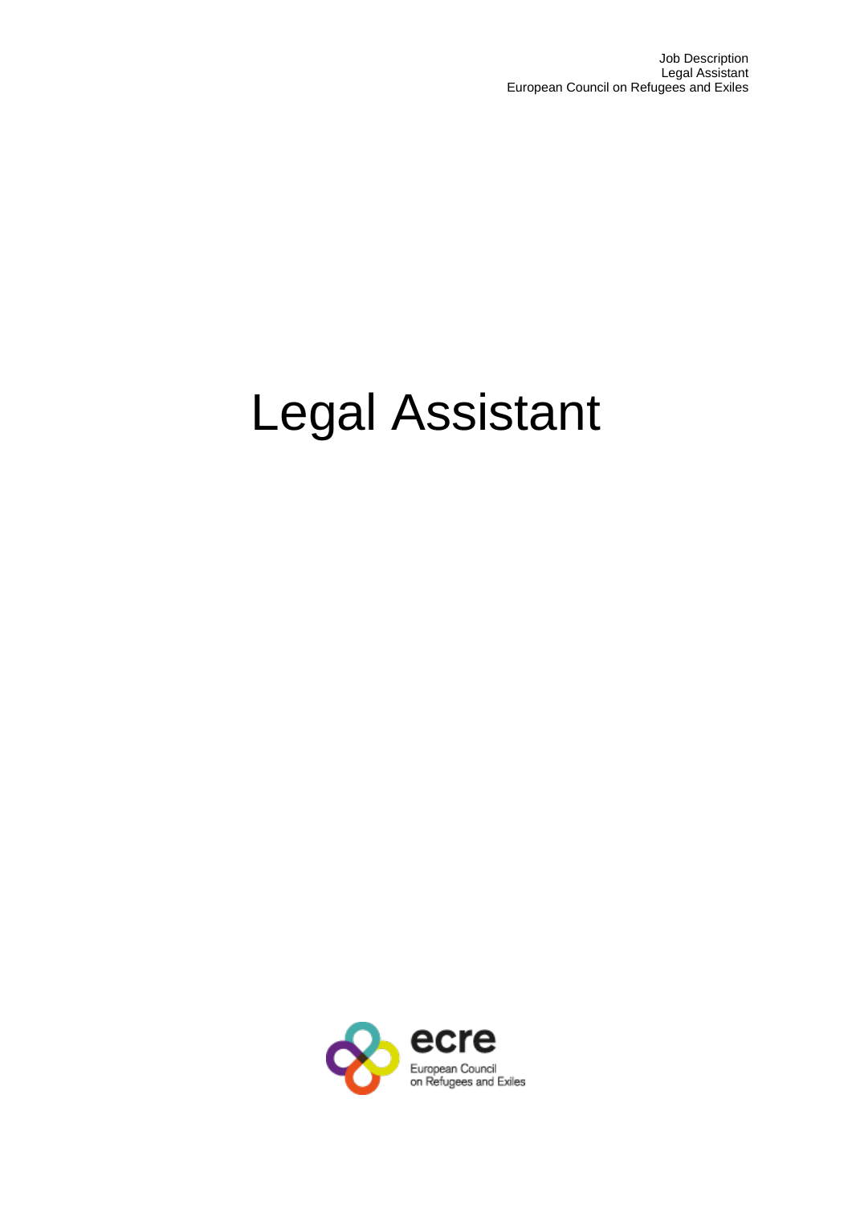Job Description
Legal Assistant
European Council on Refugees and Exiles

# Legal Assistant

ecre
European Council
on Refugees and Exiles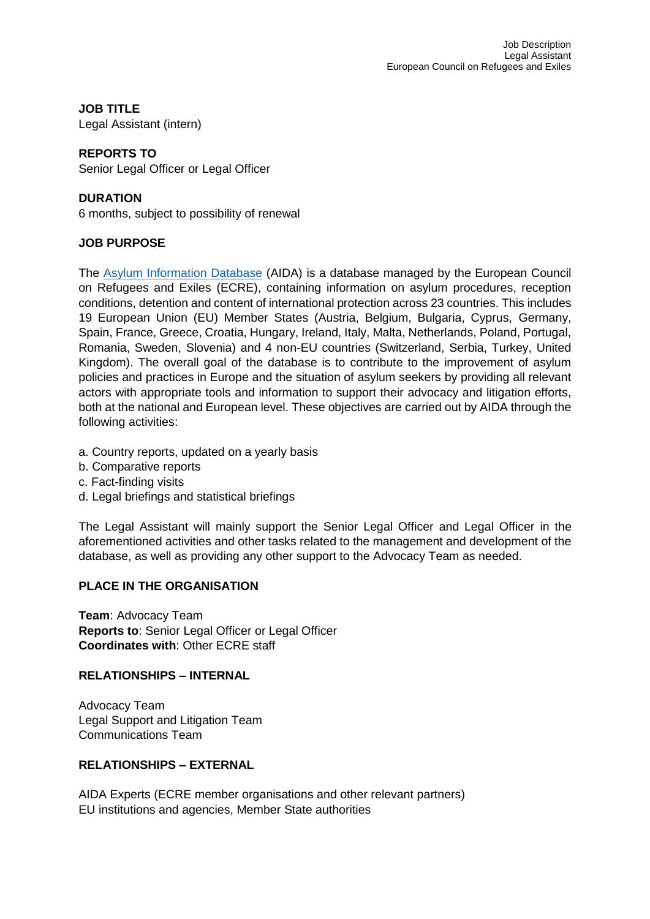**JOB TITLE**
Legal Assistant (intern)

**REPORTS TO**
Senior Legal Officer or Legal Officer

**DURATION**
6 months, subject to possibility of renewal

**JOB PURPOSE**

The [Asylum Information Database](#) (AIDA) is a database managed by the European Council on Refugees and Exiles (ECRE), containing information on asylum procedures, reception conditions, detention and content of international protection across 23 countries. This includes 19 European Union (EU) Member States (Austria, Belgium, Bulgaria, Cyprus, Germany, Spain, France, Greece, Croatia, Hungary, Ireland, Italy, Malta, Netherlands, Poland, Portugal, Romania, Sweden, Slovenia) and 4 non-EU countries (Switzerland, Serbia, Turkey, United Kingdom). The overall goal of the database is to contribute to the improvement of asylum policies and practices in Europe and the situation of asylum seekers by providing all relevant actors with appropriate tools and information to support their advocacy and litigation efforts, both at the national and European level. These objectives are carried out by AIDA through the following activities:

a. Country reports, updated on a yearly basis
b. Comparative reports
c. Fact-finding visits
d. Legal briefings and statistical briefings

The Legal Assistant will mainly support the Senior Legal Officer and Legal Officer in the aforementioned activities and other tasks related to the management and development of the database, as well as providing any other support to the Advocacy Team as needed.

**PLACE IN THE ORGANISATION**

**Team**: Advocacy Team
**Reports to**: Senior Legal Officer or Legal Officer
**Coordinates with**: Other ECRE staff

**RELATIONSHIPS – INTERNAL**

Advocacy Team
Legal Support and Litigation Team
Communications Team

**RELATIONSHIPS – EXTERNAL**

AIDA Experts (ECRE member organisations and other relevant partners)
EU institutions and agencies, Member State authorities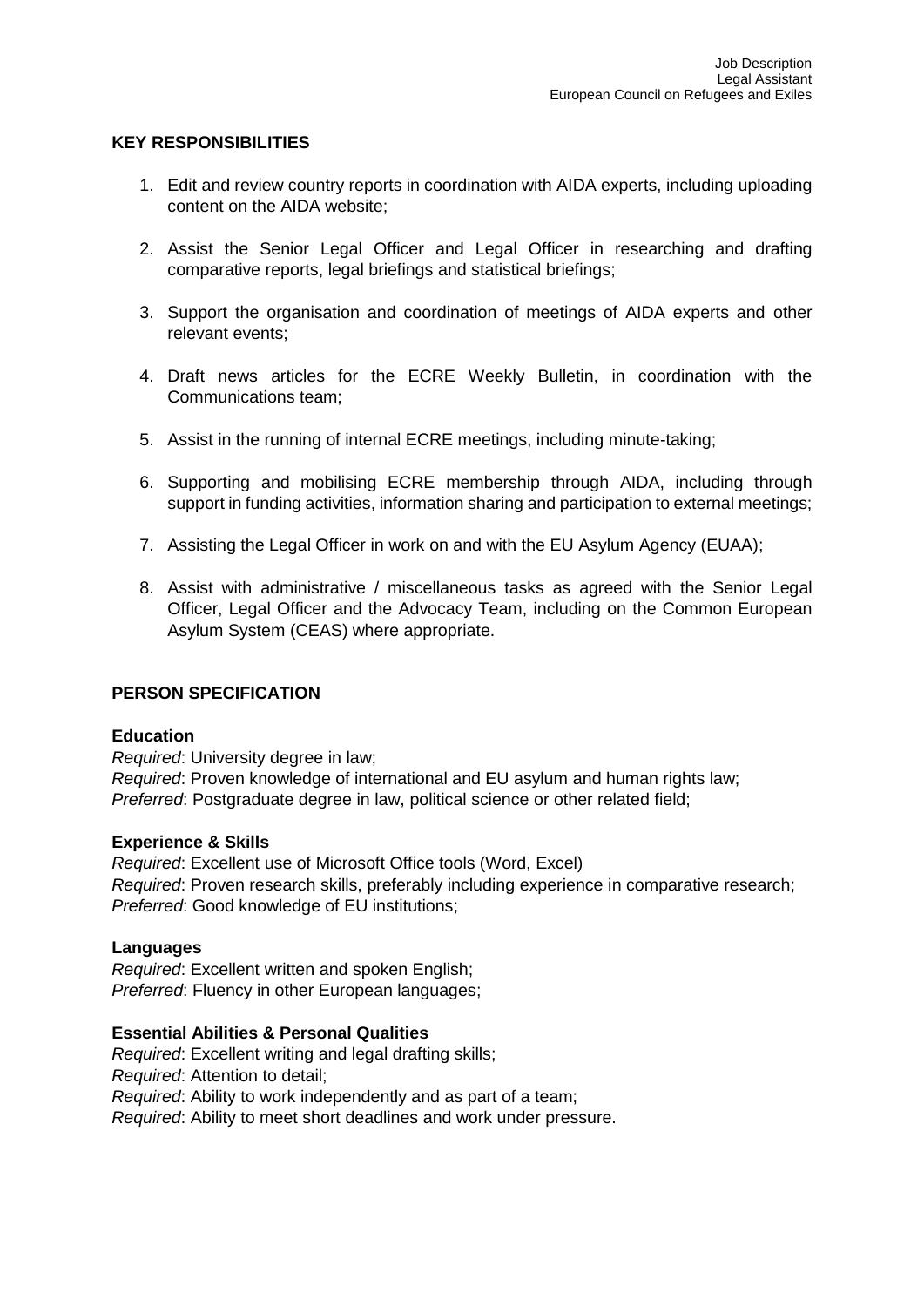## KEY RESPONSIBILITIES

1. Edit and review country reports in coordination with AIDA experts, including uploading content on the AIDA website;
2. Assist the Senior Legal Officer and Legal Officer in researching and drafting comparative reports, legal briefings and statistical briefings;
3. Support the organisation and coordination of meetings of AIDA experts and other relevant events;
4. Draft news articles for the ECRE Weekly Bulletin, in coordination with the Communications team;
5. Assist in the running of internal ECRE meetings, including minute-taking;
6. Supporting and mobilising ECRE membership through AIDA, including through support in funding activities, information sharing and participation to external meetings;
7. Assisting the Legal Officer in work on and with the EU Asylum Agency (EUAA);
8. Assist with administrative / miscellaneous tasks as agreed with the Senior Legal Officer, Legal Officer and the Advocacy Team, including on the Common European Asylum System (CEAS) where appropriate.

## PERSON SPECIFICATION

### Education

*Required*: University degree in law;
*Required*: Proven knowledge of international and EU asylum and human rights law;
*Preferred*: Postgraduate degree in law, political science or other related field;

### Experience & Skills

*Required*: Excellent use of Microsoft Office tools (Word, Excel)
*Required*: Proven research skills, preferably including experience in comparative research;
*Preferred*: Good knowledge of EU institutions;

### Languages

*Required*: Excellent written and spoken English;
*Preferred*: Fluency in other European languages;

### Essential Abilities & Personal Qualities

*Required*: Excellent writing and legal drafting skills;
*Required*: Attention to detail;
*Required*: Ability to work independently and as part of a team;
*Required*: Ability to meet short deadlines and work under pressure.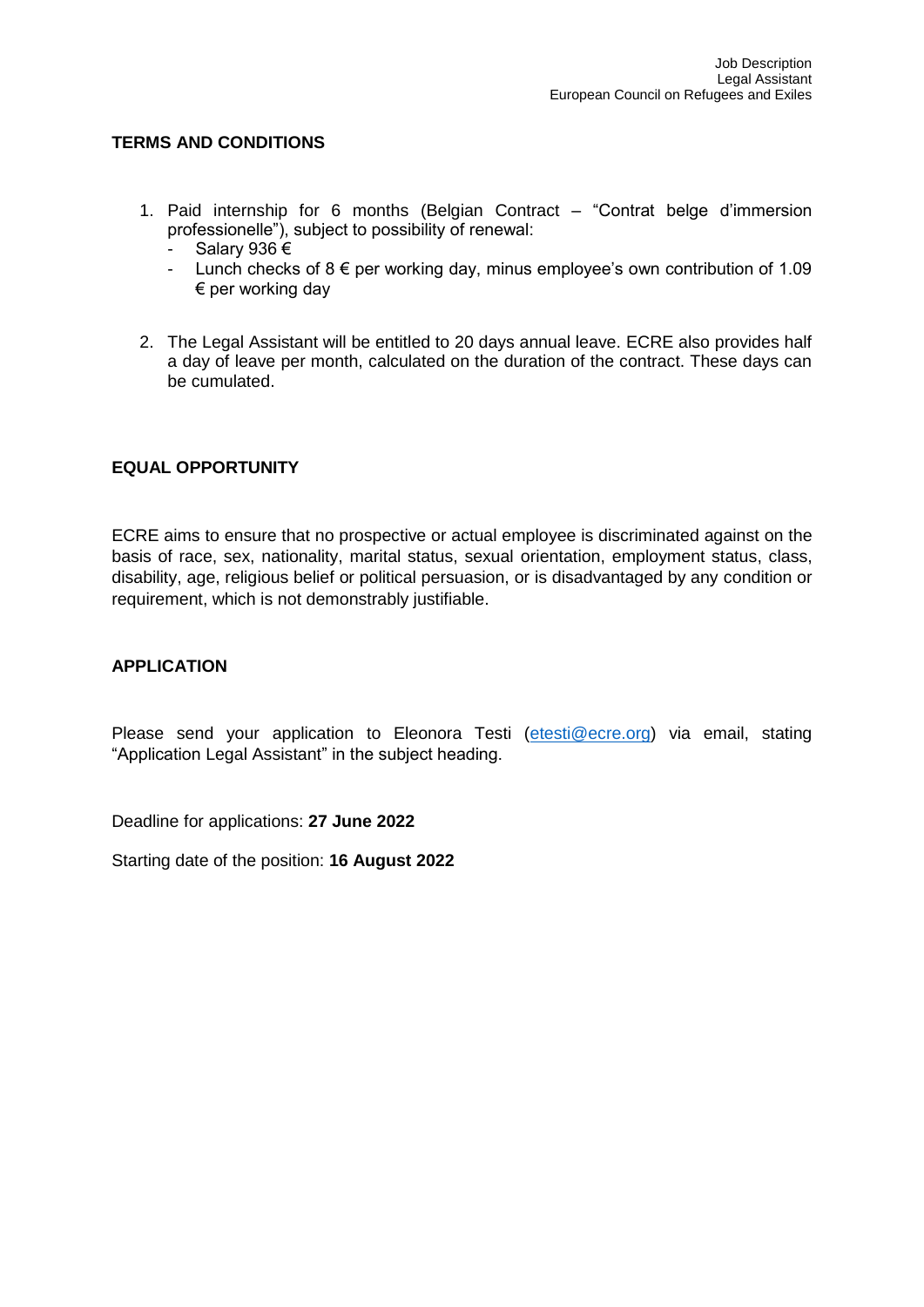## TERMS AND CONDITIONS

1. Paid internship for 6 months (Belgian Contract – "Contrat belge d'immersion professionelle"), subject to possibility of renewal:
   - Salary 936 €
   - Lunch checks of 8 € per working day, minus employee's own contribution of 1.09 € per working day

2. The Legal Assistant will be entitled to 20 days annual leave. ECRE also provides half a day of leave per month, calculated on the duration of the contract. These days can be cumulated.

## EQUAL OPPORTUNITY

ECRE aims to ensure that no prospective or actual employee is discriminated against on the basis of race, sex, nationality, marital status, sexual orientation, employment status, class, disability, age, religious belief or political persuasion, or is disadvantaged by any condition or requirement, which is not demonstrably justifiable.

## APPLICATION

Please send your application to Eleonora Testi (etesti@ecre.org) via email, stating "Application Legal Assistant" in the subject heading.

Deadline for applications: **27 June 2022**

Starting date of the position: **16 August 2022**